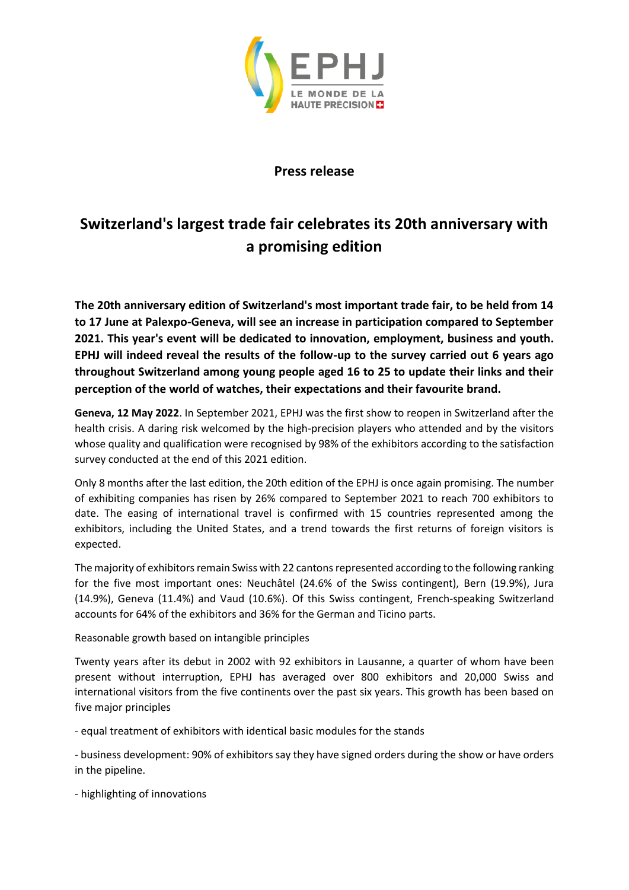**Press release**

# Switzerland's largest trade fair celebrates its 20th anniversary with a promising edition

**The 20th anniversary edition of Switzerland's most important trade fair, to be held from 14 to 17 June at Palexpo-Geneva, will see an increase in participation compared to September 2021. This year's event will be dedicated to innovation, employment, business and youth. EPHJ will indeed reveal the results of the follow-up to the survey carried out 6 years ago throughout Switzerland among young people aged 16 to 25 to update their links and their perception of the world of watches, their expectations and their favourite brand.**

**Geneva, 12 May 2022**. In September 2021, EPHJ was the first show to reopen in Switzerland after the health crisis. A daring risk welcomed by the high-precision players who attended and by the visitors whose quality and qualification were recognised by 98% of the exhibitors according to the satisfaction survey conducted at the end of this 2021 edition.

Only 8 months after the last edition, the 20th edition of the EPHJ is once again promising. The number of exhibiting companies has risen by 26% compared to September 2021 to reach 700 exhibitors to date. The easing of international travel is confirmed with 15 countries represented among the exhibitors, including the United States, and a trend towards the first returns of foreign visitors is expected.

The majority of exhibitors remain Swiss with 22 cantons represented according to the following ranking for the five most important ones: Neuchâtel (24.6% of the Swiss contingent), Bern (19.9%), Jura (14.9%), Geneva (11.4%) and Vaud (10.6%). Of this Swiss contingent, French-speaking Switzerland accounts for 64% of the exhibitors and 36% for the German and Ticino parts.

Reasonable growth based on intangible principles

Twenty years after its debut in 2002 with 92 exhibitors in Lausanne, a quarter of whom have been present without interruption, EPHJ has averaged over 800 exhibitors and 20,000 Swiss and international visitors from the five continents over the past six years. This growth has been based on five major principles

- equal treatment of exhibitors with identical basic modules for the stands

- business development: 90% of exhibitors say they have signed orders during the show or have orders in the pipeline.

- highlighting of innovations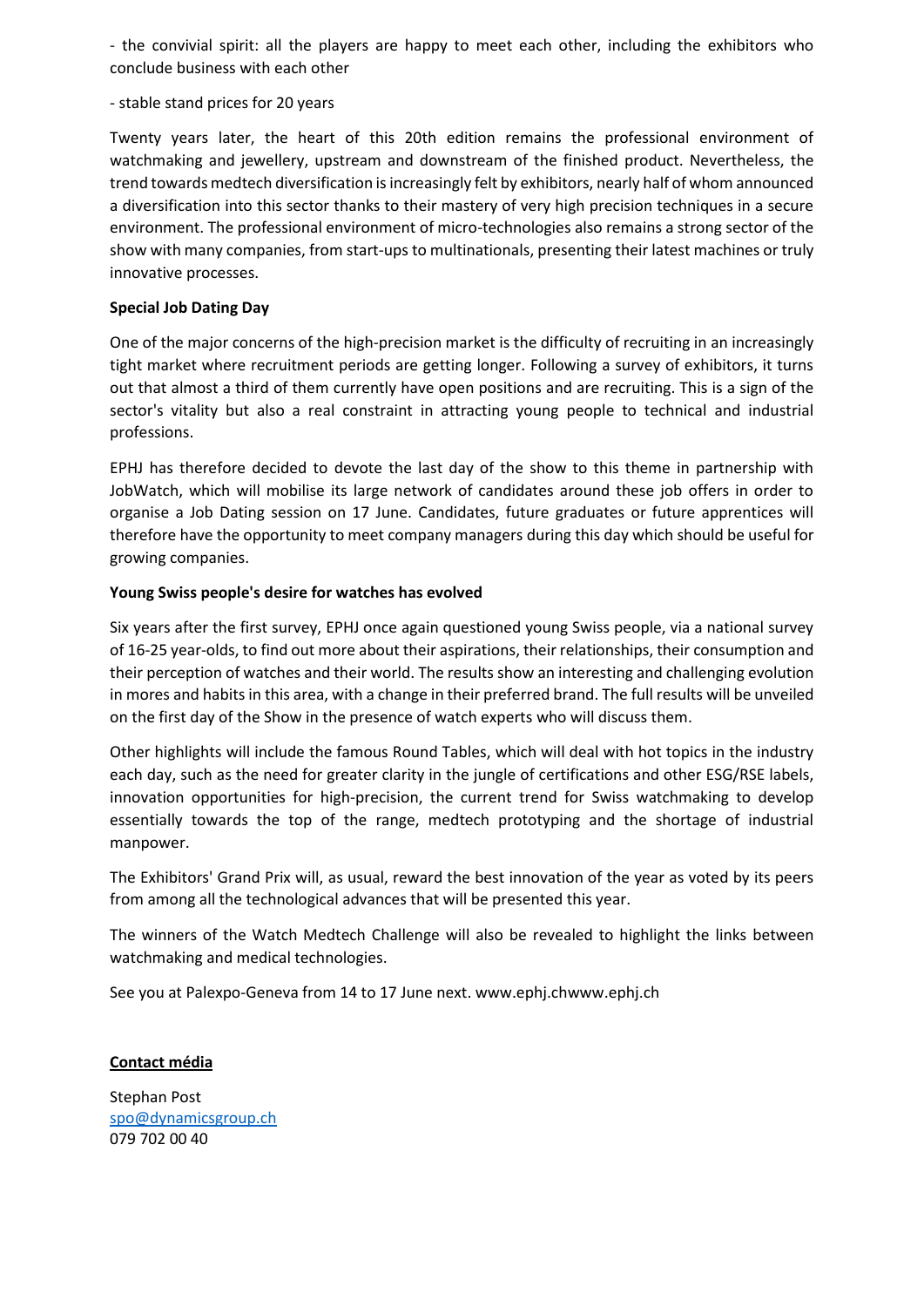- the convivial spirit: all the players are happy to meet each other, including the exhibitors who conclude business with each other

- stable stand prices for 20 years

Twenty years later, the heart of this 20th edition remains the professional environment of watchmaking and jewellery, upstream and downstream of the finished product. Nevertheless, the trend towards medtech diversification is increasingly felt by exhibitors, nearly half of whom announced a diversification into this sector thanks to their mastery of very high precision techniques in a secure environment. The professional environment of micro-technologies also remains a strong sector of the show with many companies, from start-ups to multinationals, presenting their latest machines or truly innovative processes.

**Special Job Dating Day**

One of the major concerns of the high-precision market is the difficulty of recruiting in an increasingly tight market where recruitment periods are getting longer. Following a survey of exhibitors, it turns out that almost a third of them currently have open positions and are recruiting. This is a sign of the sector's vitality but also a real constraint in attracting young people to technical and industrial professions.

EPHJ has therefore decided to devote the last day of the show to this theme in partnership with JobWatch, which will mobilise its large network of candidates around these job offers in order to organise a Job Dating session on 17 June. Candidates, future graduates or future apprentices will therefore have the opportunity to meet company managers during this day which should be useful for growing companies.

**Young Swiss people's desire for watches has evolved**

Six years after the first survey, EPHJ once again questioned young Swiss people, via a national survey of 16-25 year-olds, to find out more about their aspirations, their relationships, their consumption and their perception of watches and their world. The results show an interesting and challenging evolution in mores and habits in this area, with a change in their preferred brand. The full results will be unveiled on the first day of the Show in the presence of watch experts who will discuss them.

Other highlights will include the famous Round Tables, which will deal with hot topics in the industry each day, such as the need for greater clarity in the jungle of certifications and other ESG/RSE labels, innovation opportunities for high-precision, the current trend for Swiss watchmaking to develop essentially towards the top of the range, medtech prototyping and the shortage of industrial manpower.

The Exhibitors' Grand Prix will, as usual, reward the best innovation of the year as voted by its peers from among all the technological advances that will be presented this year.

The winners of the Watch Medtech Challenge will also be revealed to highlight the links between watchmaking and medical technologies.

See you at Palexpo-Geneva from 14 to 17 June next. www.ephj.chwww.ephj.ch

**Contact média**

Stephan Post
spo@dynamicsgroup.ch
079 702 00 40